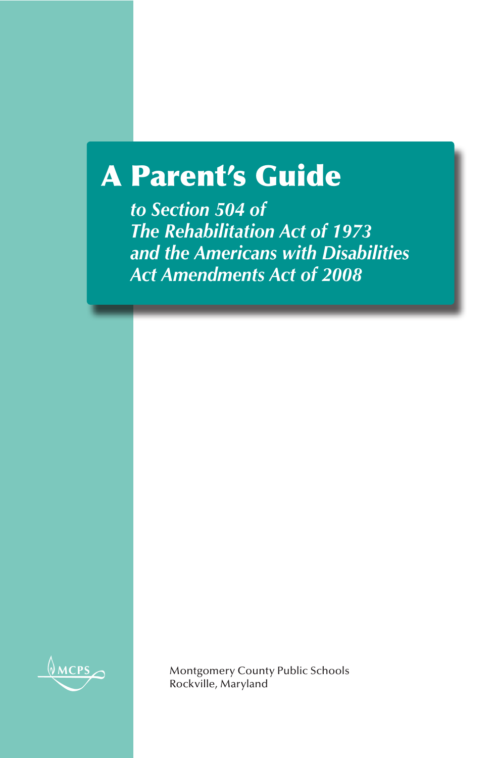# A Parent's Guide

*to Section 504 of*
*The Rehabilitation Act of 1973*
*and the Americans with Disabilities*
*Act Amendments Act of 2008*

MCPS

Montgomery County Public Schools
Rockville, Maryland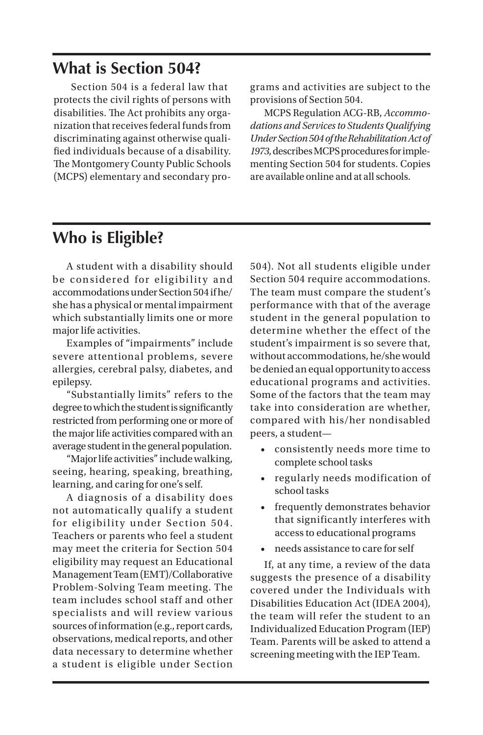## What is Section 504?

Section 504 is a federal law that protects the civil rights of persons with disabilities. The Act prohibits any organization that receives federal funds from discriminating against otherwise qualified individuals because of a disability. The Montgomery County Public Schools (MCPS) elementary and secondary programs and activities are subject to the provisions of Section 504.

MCPS Regulation ACG-RB, *Accommodations and Services to Students Qualifying Under Section 504 of the Rehabilitation Act of 1973*, describes MCPS procedures for implementing Section 504 for students. Copies are available online and at all schools.

## Who is Eligible?

A student with a disability should be considered for eligibility and accommodations under Section 504 if he/she has a physical or mental impairment which substantially limits one or more major life activities.

Examples of "impairments" include severe attentional problems, severe allergies, cerebral palsy, diabetes, and epilepsy.

"Substantially limits" refers to the degree to which the student is significantly restricted from performing one or more of the major life activities compared with an average student in the general population.

"Major life activities" include walking, seeing, hearing, speaking, breathing, learning, and caring for one's self.

A diagnosis of a disability does not automatically qualify a student for eligibility under Section 504. Teachers or parents who feel a student may meet the criteria for Section 504 eligibility may request an Educational Management Team (EMT)/Collaborative Problem-Solving Team meeting. The team includes school staff and other specialists and will review various sources of information (e.g., report cards, observations, medical reports, and other data necessary to determine whether a student is eligible under Section 504). Not all students eligible under Section 504 require accommodations. The team must compare the student's performance with that of the average student in the general population to determine whether the effect of the student's impairment is so severe that, without accommodations, he/she would be denied an equal opportunity to access educational programs and activities. Some of the factors that the team may take into consideration are whether, compared with his/her nondisabled peers, a student—

- consistently needs more time to complete school tasks
- regularly needs modification of school tasks
- frequently demonstrates behavior that significantly interferes with access to educational programs
- needs assistance to care for self

If, at any time, a review of the data suggests the presence of a disability covered under the Individuals with Disabilities Education Act (IDEA 2004), the team will refer the student to an Individualized Education Program (IEP) Team. Parents will be asked to attend a screening meeting with the IEP Team.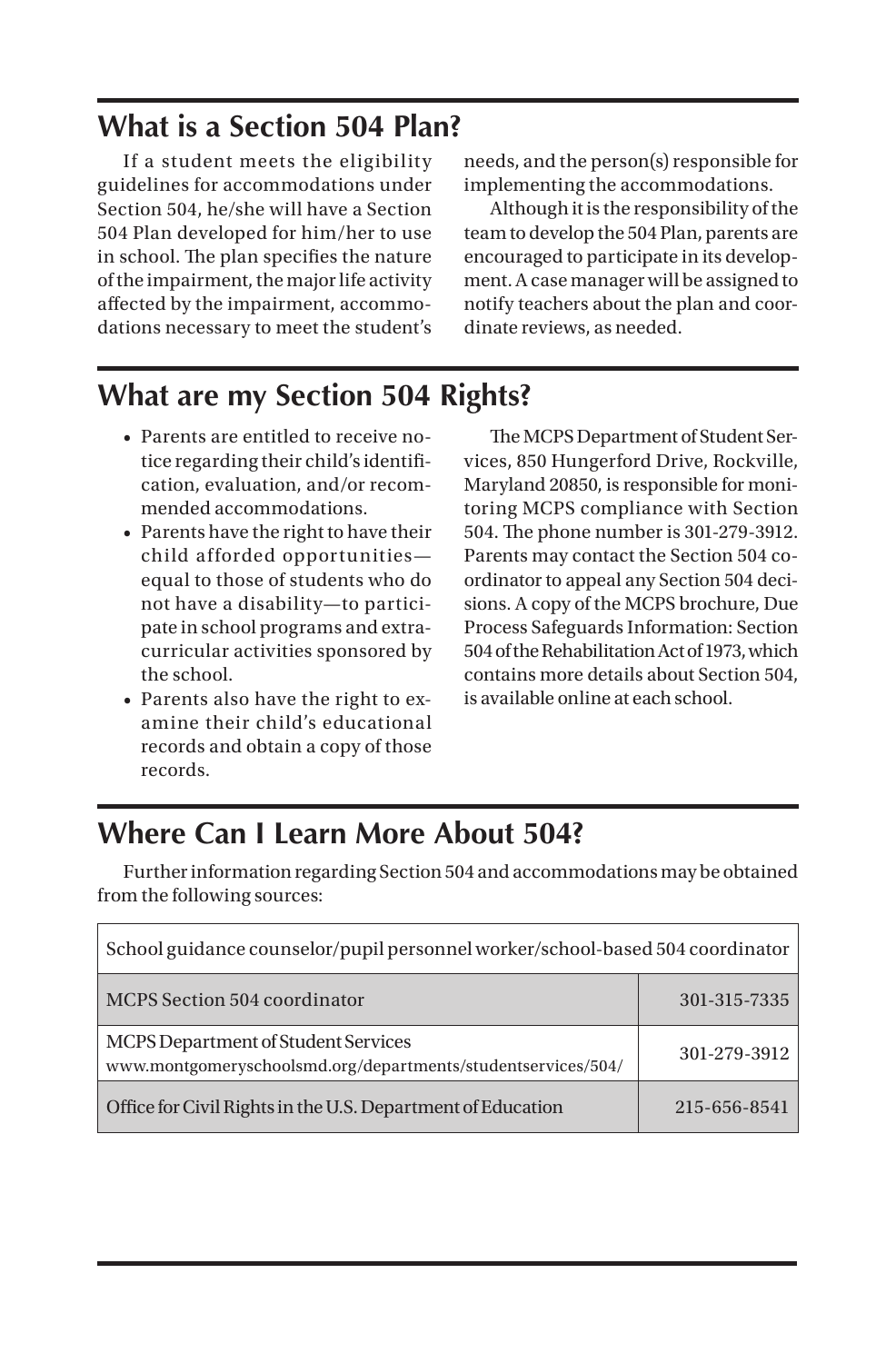## What is a Section 504 Plan?

If a student meets the eligibility guidelines for accommodations under Section 504, he/she will have a Section 504 Plan developed for him/her to use in school. The plan specifies the nature of the impairment, the major life activity affected by the impairment, accommodations necessary to meet the student's needs, and the person(s) responsible for implementing the accommodations.

Although it is the responsibility of the team to develop the 504 Plan, parents are encouraged to participate in its development. A case manager will be assigned to notify teachers about the plan and coordinate reviews, as needed.

## What are my Section 504 Rights?

- Parents are entitled to receive notice regarding their child's identification, evaluation, and/or recommended accommodations.
- Parents have the right to have their child afforded opportunities—equal to those of students who do not have a disability—to participate in school programs and extracurricular activities sponsored by the school.
- Parents also have the right to examine their child's educational records and obtain a copy of those records.

The MCPS Department of Student Services, 850 Hungerford Drive, Rockville, Maryland 20850, is responsible for monitoring MCPS compliance with Section 504. The phone number is 301-279-3912. Parents may contact the Section 504 coordinator to appeal any Section 504 decisions. A copy of the MCPS brochure, Due Process Safeguards Information: Section 504 of the Rehabilitation Act of 1973, which contains more details about Section 504, is available online at each school.

## Where Can I Learn More About 504?

Further information regarding Section 504 and accommodations may be obtained from the following sources:

| School guidance counselor/pupil personnel worker/school-based 504 coordinator | |
|---|---|
| MCPS Section 504 coordinator | 301-315-7335 |
| MCPS Department of Student Services<br>www.montgomeryschoolsmd.org/departments/studentservices/504/ | 301-279-3912 |
| Office for Civil Rights in the U.S. Department of Education | 215-656-8541 |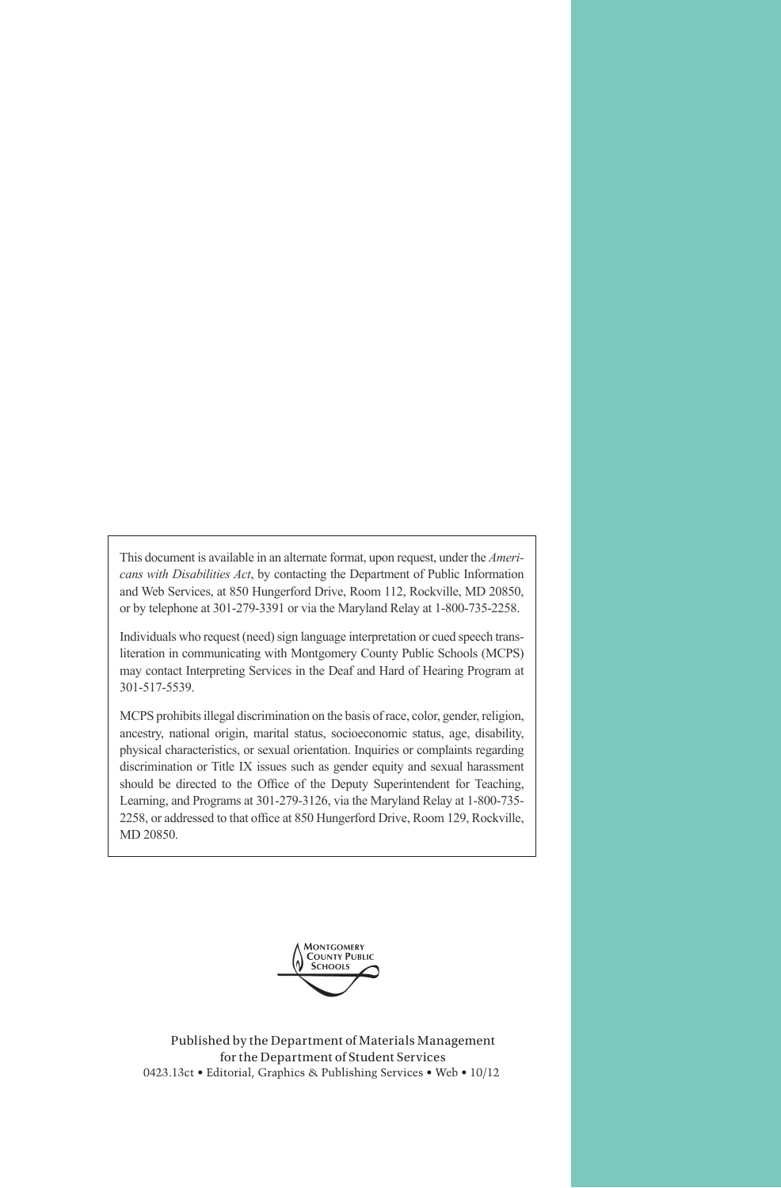This document is available in an alternate format, upon request, under the *Americans with Disabilities Act*, by contacting the Department of Public Information and Web Services, at 850 Hungerford Drive, Room 112, Rockville, MD 20850, or by telephone at 301-279-3391 or via the Maryland Relay at 1-800-735-2258.

Individuals who request (need) sign language interpretation or cued speech transliteration in communicating with Montgomery County Public Schools (MCPS) may contact Interpreting Services in the Deaf and Hard of Hearing Program at 301-517-5539.

MCPS prohibits illegal discrimination on the basis of race, color, gender, religion, ancestry, national origin, marital status, socioeconomic status, age, disability, physical characteristics, or sexual orientation. Inquiries or complaints regarding discrimination or Title IX issues such as gender equity and sexual harassment should be directed to the Office of the Deputy Superintendent for Teaching, Learning, and Programs at 301-279-3126, via the Maryland Relay at 1-800-735-2258, or addressed to that office at 850 Hungerford Drive, Room 129, Rockville, MD 20850.

Montgomery County Public Schools

Published by the Department of Materials Management
for the Department of Student Services
0423.13ct • Editorial, Graphics & Publishing Services • Web • 10/12